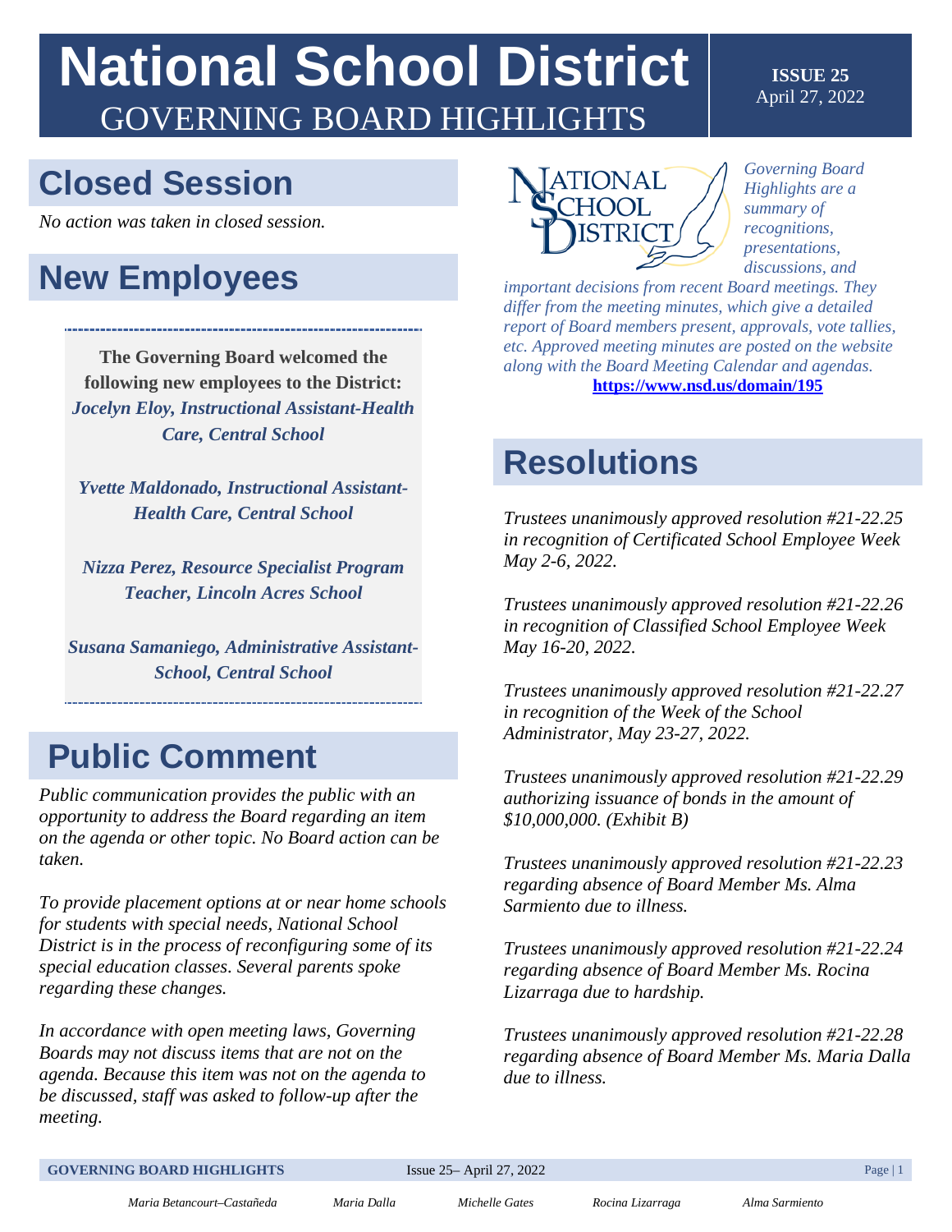# National School District

## GOVERNING BOARD HIGHLIGHTS

**ISSUE 25**
April 27, 2022

## Closed Session

*No action was taken in closed session.*

## New Employees

**The Governing Board welcomed the following new employees to the District:**

***Jocelyn Eloy, Instructional Assistant-Health Care, Central School***

***Yvette Maldonado, Instructional Assistant-Health Care, Central School***

***Nizza Perez, Resource Specialist Program Teacher, Lincoln Acres School***

***Susana Samaniego, Administrative Assistant-School, Central School***

## Public Comment

*Public communication provides the public with an opportunity to address the Board regarding an item on the agenda or other topic. No Board action can be taken.*

*To provide placement options at or near home schools for students with special needs, National School District is in the process of reconfiguring some of its special education classes. Several parents spoke regarding these changes.*

*In accordance with open meeting laws, Governing Boards may not discuss items that are not on the agenda. Because this item was not on the agenda to be discussed, staff was asked to follow-up after the meeting.*

*Governing Board Highlights are a summary of recognitions, presentations, discussions, and important decisions from recent Board meetings. They differ from the meeting minutes, which give a detailed report of Board members present, approvals, vote tallies, etc. Approved meeting minutes are posted on the website along with the Board Meeting Calendar and agendas.*
**https://www.nsd.us/domain/195**

## Resolutions

*Trustees unanimously approved resolution #21-22.25 in recognition of Certificated School Employee Week May 2-6, 2022.*

*Trustees unanimously approved resolution #21-22.26 in recognition of Classified School Employee Week May 16-20, 2022.*

*Trustees unanimously approved resolution #21-22.27 in recognition of the Week of the School Administrator, May 23-27, 2022.*

*Trustees unanimously approved resolution #21-22.29 authorizing issuance of bonds in the amount of $10,000,000. (Exhibit B)*

*Trustees unanimously approved resolution #21-22.23 regarding absence of Board Member Ms. Alma Sarmiento due to illness.*

*Trustees unanimously approved resolution #21-22.24 regarding absence of Board Member Ms. Rocina Lizarraga due to hardship.*

*Trustees unanimously approved resolution #21-22.28 regarding absence of Board Member Ms. Maria Dalla due to illness.*

*Maria Betancourt–Castañeda* | *Maria Dalla* | *Michelle Gates* | *Rocina Lizarraga* | *Alma Sarmiento*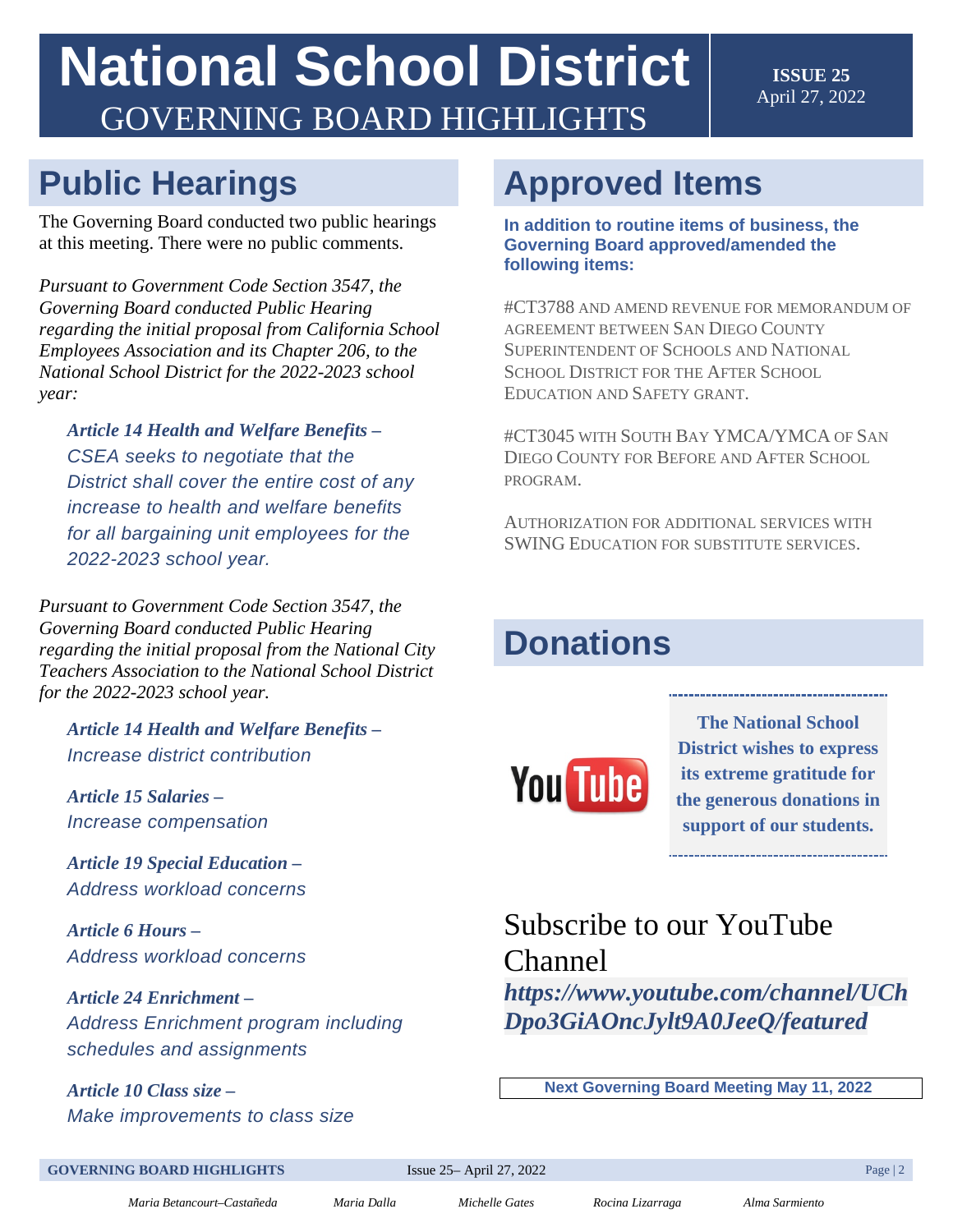# National School District

GOVERNING BOARD HIGHLIGHTS

**ISSUE 25**
April 27, 2022

## Public Hearings

The Governing Board conducted two public hearings at this meeting. There were no public comments.

*Pursuant to Government Code Section 3547, the Governing Board conducted Public Hearing regarding the initial proposal from California School Employees Association and its Chapter 206, to the National School District for the 2022-2023 school year:*

***Article 14 Health and Welfare Benefits –***
*CSEA seeks to negotiate that the District shall cover the entire cost of any increase to health and welfare benefits for all bargaining unit employees for the 2022-2023 school year.*

*Pursuant to Government Code Section 3547, the Governing Board conducted Public Hearing regarding the initial proposal from the National City Teachers Association to the National School District for the 2022-2023 school year.*

***Article 14 Health and Welfare Benefits –***
*Increase district contribution*

***Article 15 Salaries –***
*Increase compensation*

***Article 19 Special Education –***
*Address workload concerns*

***Article 6 Hours –***
*Address workload concerns*

***Article 24 Enrichment –***
*Address Enrichment program including schedules and assignments*

***Article 10 Class size –***
*Make improvements to class size*

## Approved Items

**In addition to routine items of business, the Governing Board approved/amended the following items:**

#CT3788 AND AMEND REVENUE FOR MEMORANDUM OF AGREEMENT BETWEEN SAN DIEGO COUNTY SUPERINTENDENT OF SCHOOLS AND NATIONAL SCHOOL DISTRICT FOR THE AFTER SCHOOL EDUCATION AND SAFETY GRANT.

#CT3045 WITH SOUTH BAY YMCA/YMCA OF SAN DIEGO COUNTY FOR BEFORE AND AFTER SCHOOL PROGRAM.

AUTHORIZATION FOR ADDITIONAL SERVICES WITH SWING EDUCATION FOR SUBSTITUTE SERVICES.

## Donations

**The National School District wishes to express its extreme gratitude for the generous donations in support of our students.**

Subscribe to our YouTube Channel

***https://www.youtube.com/channel/UChDpo3GiAOncJylt9A0JeeQ/featured***

**Next Governing Board Meeting May 11, 2022**

*Maria Betancourt–Castañeda* *Maria Dalla* *Michelle Gates* *Rocina Lizarraga* *Alma Sarmiento*